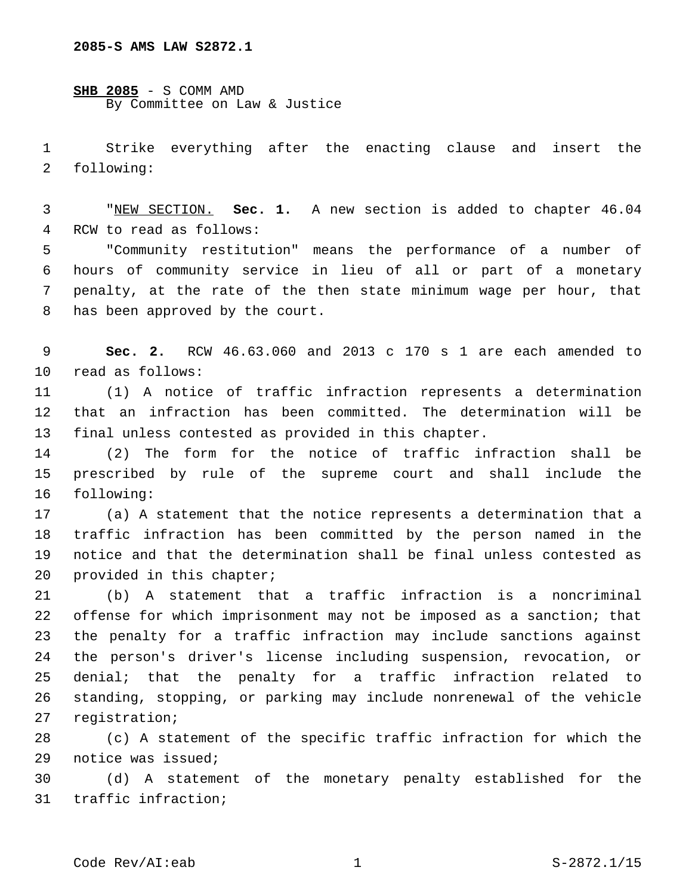2085-S AMS LAW S2872.1

**SHB 2085** - S COMM AMD
By Committee on Law & Justice

Strike everything after the enacting clause and insert the following:

"NEW SECTION. **Sec. 1.** A new section is added to chapter 46.04 RCW to read as follows:

"Community restitution" means the performance of a number of hours of community service in lieu of all or part of a monetary penalty, at the rate of the then state minimum wage per hour, that has been approved by the court.

**Sec. 2.** RCW 46.63.060 and 2013 c 170 s 1 are each amended to read as follows:

(1) A notice of traffic infraction represents a determination that an infraction has been committed. The determination will be final unless contested as provided in this chapter.

(2) The form for the notice of traffic infraction shall be prescribed by rule of the supreme court and shall include the following:

(a) A statement that the notice represents a determination that a traffic infraction has been committed by the person named in the notice and that the determination shall be final unless contested as provided in this chapter;

(b) A statement that a traffic infraction is a noncriminal offense for which imprisonment may not be imposed as a sanction; that the penalty for a traffic infraction may include sanctions against the person's driver's license including suspension, revocation, or denial; that the penalty for a traffic infraction related to standing, stopping, or parking may include nonrenewal of the vehicle registration;

(c) A statement of the specific traffic infraction for which the notice was issued;

(d) A statement of the monetary penalty established for the traffic infraction;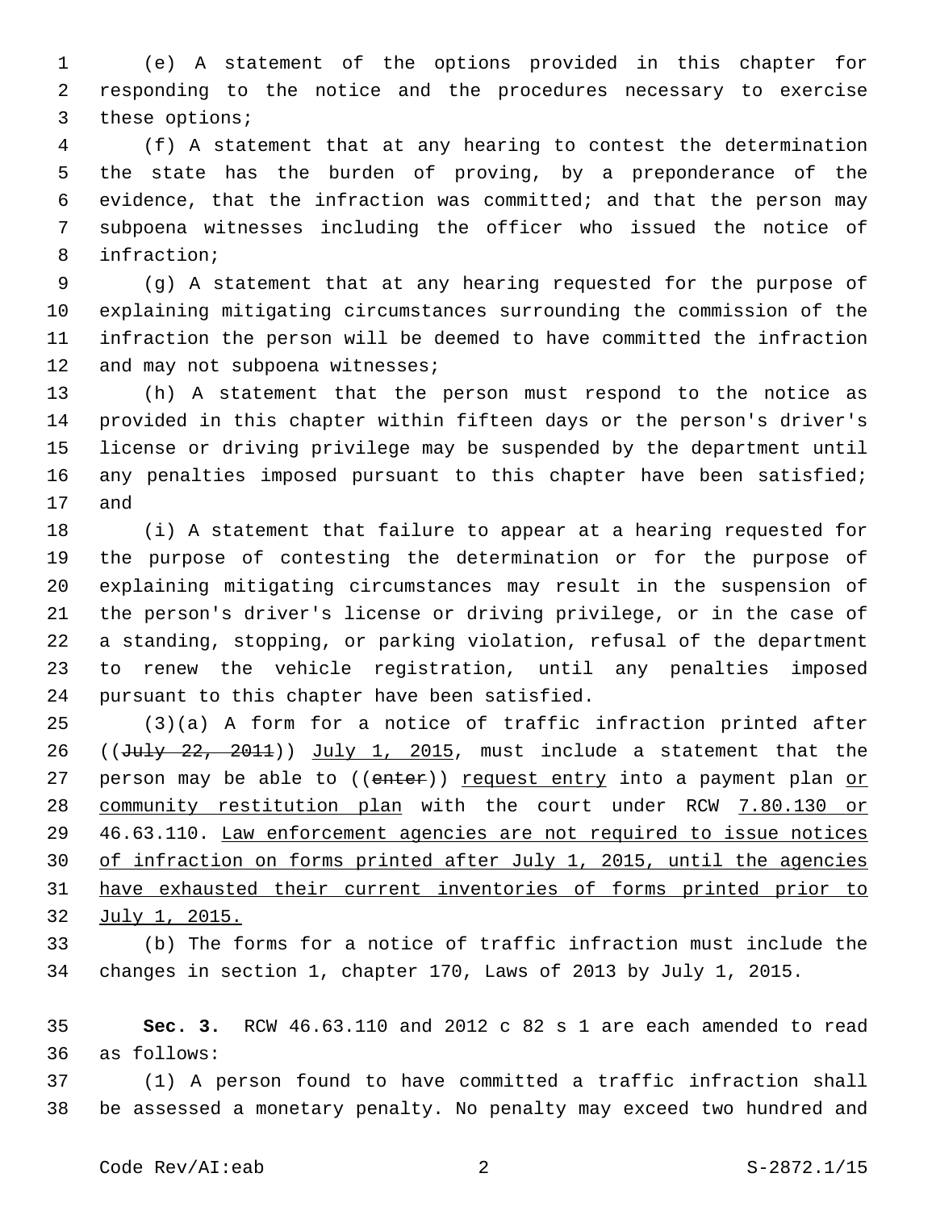(e) A statement of the options provided in this chapter for responding to the notice and the procedures necessary to exercise these options;

(f) A statement that at any hearing to contest the determination the state has the burden of proving, by a preponderance of the evidence, that the infraction was committed; and that the person may subpoena witnesses including the officer who issued the notice of infraction;

(g) A statement that at any hearing requested for the purpose of explaining mitigating circumstances surrounding the commission of the infraction the person will be deemed to have committed the infraction and may not subpoena witnesses;

(h) A statement that the person must respond to the notice as provided in this chapter within fifteen days or the person's driver's license or driving privilege may be suspended by the department until any penalties imposed pursuant to this chapter have been satisfied; and

(i) A statement that failure to appear at a hearing requested for the purpose of contesting the determination or for the purpose of explaining mitigating circumstances may result in the suspension of the person's driver's license or driving privilege, or in the case of a standing, stopping, or parking violation, refusal of the department to renew the vehicle registration, until any penalties imposed pursuant to this chapter have been satisfied.

(3)(a) A form for a notice of traffic infraction printed after ((~~July 22, 2011~~)) <u>July 1, 2015</u>, must include a statement that the person may be able to ((~~enter~~)) <u>request entry</u> into a payment plan <u>or community restitution plan</u> with the court under RCW <u>7.80.130 or</u> 46.63.110. <u>Law enforcement agencies are not required to issue notices of infraction on forms printed after July 1, 2015, until the agencies have exhausted their current inventories of forms printed prior to July 1, 2015.</u>

(b) The forms for a notice of traffic infraction must include the changes in section 1, chapter 170, Laws of 2013 by July 1, 2015.

**Sec. 3.** RCW 46.63.110 and 2012 c 82 s 1 are each amended to read as follows:

(1) A person found to have committed a traffic infraction shall be assessed a monetary penalty. No penalty may exceed two hundred and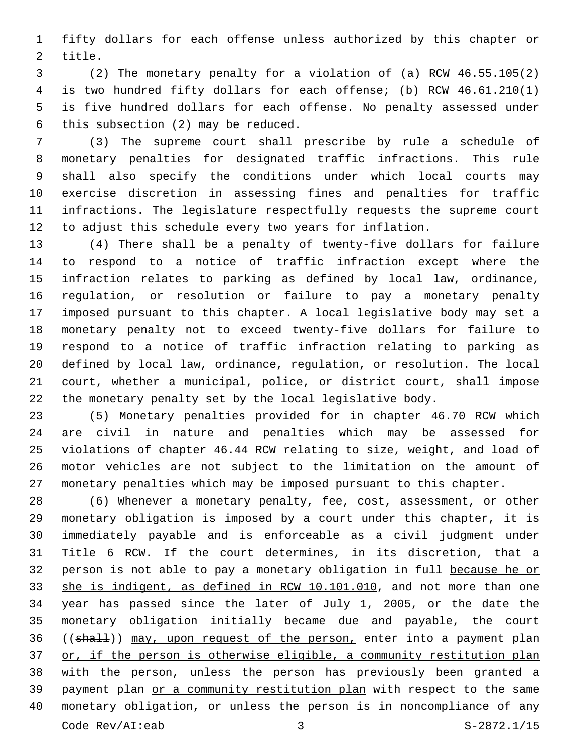fifty dollars for each offense unless authorized by this chapter or title.

(2) The monetary penalty for a violation of (a) RCW 46.55.105(2) is two hundred fifty dollars for each offense; (b) RCW 46.61.210(1) is five hundred dollars for each offense. No penalty assessed under this subsection (2) may be reduced.

(3) The supreme court shall prescribe by rule a schedule of monetary penalties for designated traffic infractions. This rule shall also specify the conditions under which local courts may exercise discretion in assessing fines and penalties for traffic infractions. The legislature respectfully requests the supreme court to adjust this schedule every two years for inflation.

(4) There shall be a penalty of twenty-five dollars for failure to respond to a notice of traffic infraction except where the infraction relates to parking as defined by local law, ordinance, regulation, or resolution or failure to pay a monetary penalty imposed pursuant to this chapter. A local legislative body may set a monetary penalty not to exceed twenty-five dollars for failure to respond to a notice of traffic infraction relating to parking as defined by local law, ordinance, regulation, or resolution. The local court, whether a municipal, police, or district court, shall impose the monetary penalty set by the local legislative body.

(5) Monetary penalties provided for in chapter 46.70 RCW which are civil in nature and penalties which may be assessed for violations of chapter 46.44 RCW relating to size, weight, and load of motor vehicles are not subject to the limitation on the amount of monetary penalties which may be imposed pursuant to this chapter.

(6) Whenever a monetary penalty, fee, cost, assessment, or other monetary obligation is imposed by a court under this chapter, it is immediately payable and is enforceable as a civil judgment under Title 6 RCW. If the court determines, in its discretion, that a person is not able to pay a monetary obligation in full <u>because he or she is indigent, as defined in RCW 10.101.010</u>, and not more than one year has passed since the later of July 1, 2005, or the date the monetary obligation initially became due and payable, the court ((~~shall~~)) <u>may, upon request of the person,</u> enter into a payment plan <u>or, if the person is otherwise eligible, a community restitution plan</u> with the person, unless the person has previously been granted a payment plan <u>or a community restitution plan</u> with respect to the same monetary obligation, or unless the person is in noncompliance of any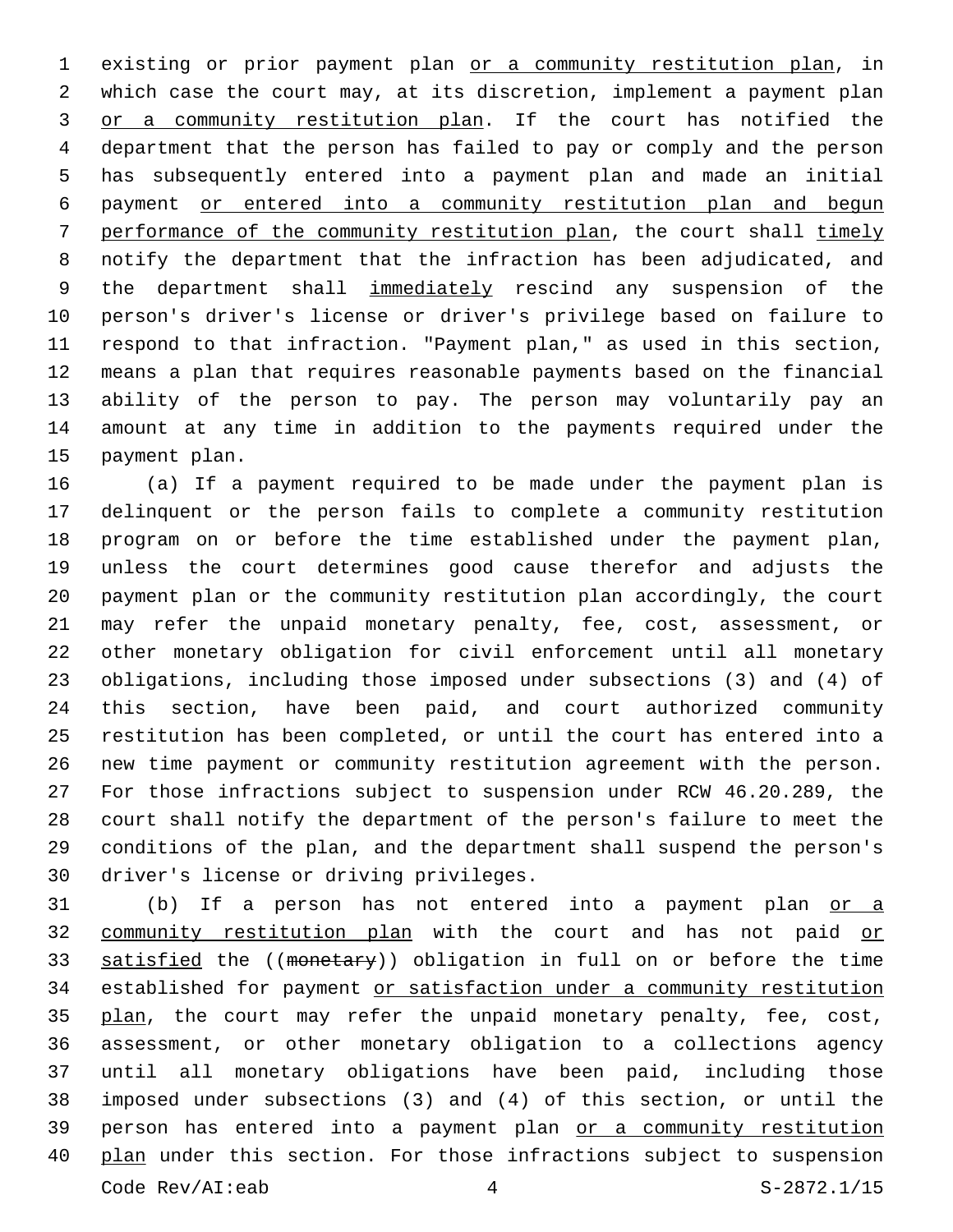existing or prior payment plan <u>or a community restitution plan</u>, in which case the court may, at its discretion, implement a payment plan <u>or a community restitution plan</u>. If the court has notified the department that the person has failed to pay or comply and the person has subsequently entered into a payment plan and made an initial payment <u>or entered into a community restitution plan and begun performance of the community restitution plan</u>, the court shall <u>timely</u> notify the department that the infraction has been adjudicated, and the department shall <u>immediately</u> rescind any suspension of the person's driver's license or driver's privilege based on failure to respond to that infraction. "Payment plan," as used in this section, means a plan that requires reasonable payments based on the financial ability of the person to pay. The person may voluntarily pay an amount at any time in addition to the payments required under the payment plan.

(a) If a payment required to be made under the payment plan is delinquent or the person fails to complete a community restitution program on or before the time established under the payment plan, unless the court determines good cause therefor and adjusts the payment plan or the community restitution plan accordingly, the court may refer the unpaid monetary penalty, fee, cost, assessment, or other monetary obligation for civil enforcement until all monetary obligations, including those imposed under subsections (3) and (4) of this section, have been paid, and court authorized community restitution has been completed, or until the court has entered into a new time payment or community restitution agreement with the person. For those infractions subject to suspension under RCW 46.20.289, the court shall notify the department of the person's failure to meet the conditions of the plan, and the department shall suspend the person's driver's license or driving privileges.

(b) If a person has not entered into a payment plan <u>or a community restitution plan</u> with the court and has not paid <u>or satisfied</u> the ((~~monetary~~)) obligation in full on or before the time established for payment <u>or satisfaction under a community restitution plan</u>, the court may refer the unpaid monetary penalty, fee, cost, assessment, or other monetary obligation to a collections agency until all monetary obligations have been paid, including those imposed under subsections (3) and (4) of this section, or until the person has entered into a payment plan <u>or a community restitution plan</u> under this section. For those infractions subject to suspension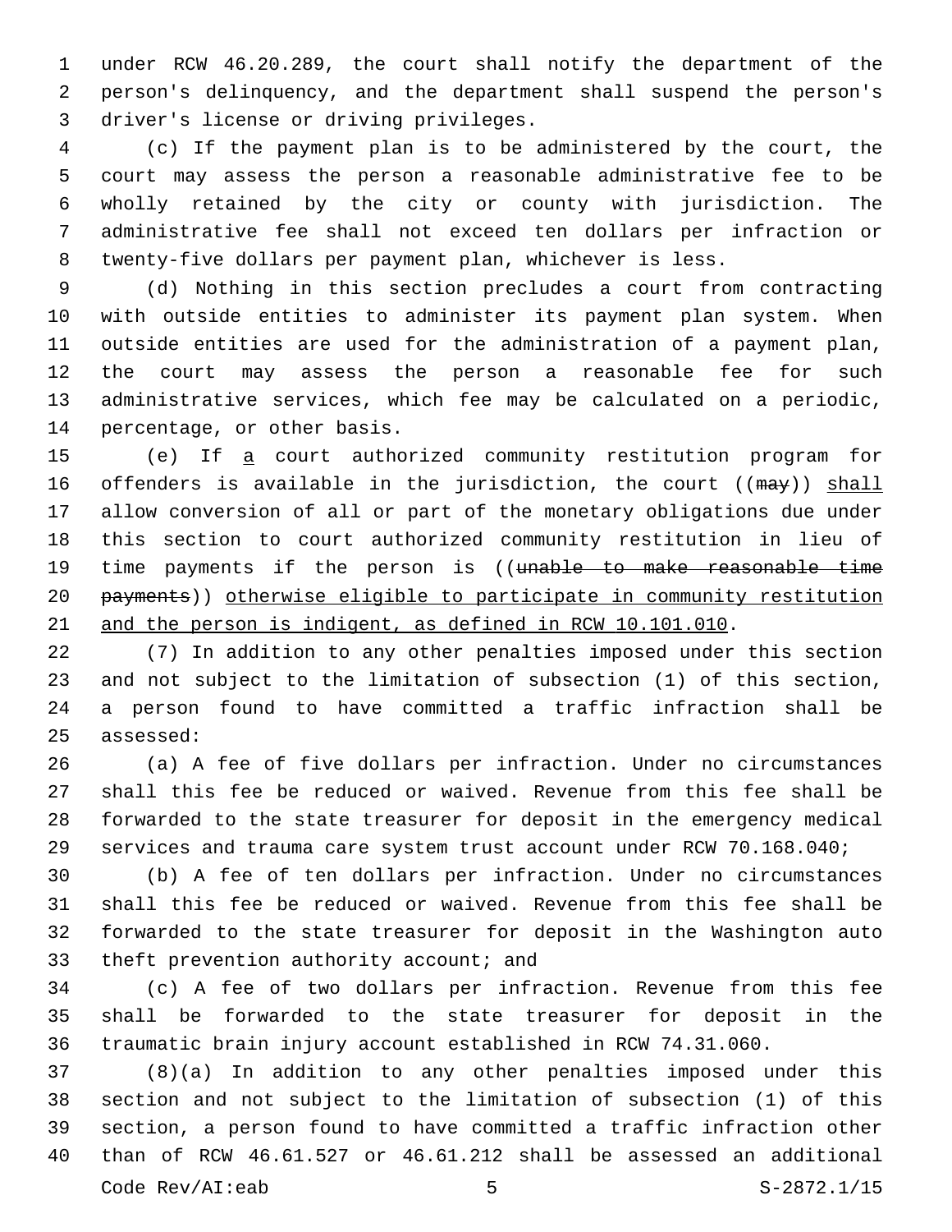under RCW 46.20.289, the court shall notify the department of the person's delinquency, and the department shall suspend the person's driver's license or driving privileges.

(c) If the payment plan is to be administered by the court, the court may assess the person a reasonable administrative fee to be wholly retained by the city or county with jurisdiction. The administrative fee shall not exceed ten dollars per infraction or twenty-five dollars per payment plan, whichever is less.

(d) Nothing in this section precludes a court from contracting with outside entities to administer its payment plan system. When outside entities are used for the administration of a payment plan, the court may assess the person a reasonable fee for such administrative services, which fee may be calculated on a periodic, percentage, or other basis.

(e) If <u>a</u> court authorized community restitution program for offenders is available in the jurisdiction, the court ((~~may~~)) <u>shall</u> allow conversion of all or part of the monetary obligations due under this section to court authorized community restitution in lieu of time payments if the person is ((~~unable to make reasonable time payments~~)) <u>otherwise eligible to participate in community restitution and the person is indigent, as defined in RCW 10.101.010</u>.

(7) In addition to any other penalties imposed under this section and not subject to the limitation of subsection (1) of this section, a person found to have committed a traffic infraction shall be assessed:

(a) A fee of five dollars per infraction. Under no circumstances shall this fee be reduced or waived. Revenue from this fee shall be forwarded to the state treasurer for deposit in the emergency medical services and trauma care system trust account under RCW 70.168.040;

(b) A fee of ten dollars per infraction. Under no circumstances shall this fee be reduced or waived. Revenue from this fee shall be forwarded to the state treasurer for deposit in the Washington auto theft prevention authority account; and

(c) A fee of two dollars per infraction. Revenue from this fee shall be forwarded to the state treasurer for deposit in the traumatic brain injury account established in RCW 74.31.060.

(8)(a) In addition to any other penalties imposed under this section and not subject to the limitation of subsection (1) of this section, a person found to have committed a traffic infraction other than of RCW 46.61.527 or 46.61.212 shall be assessed an additional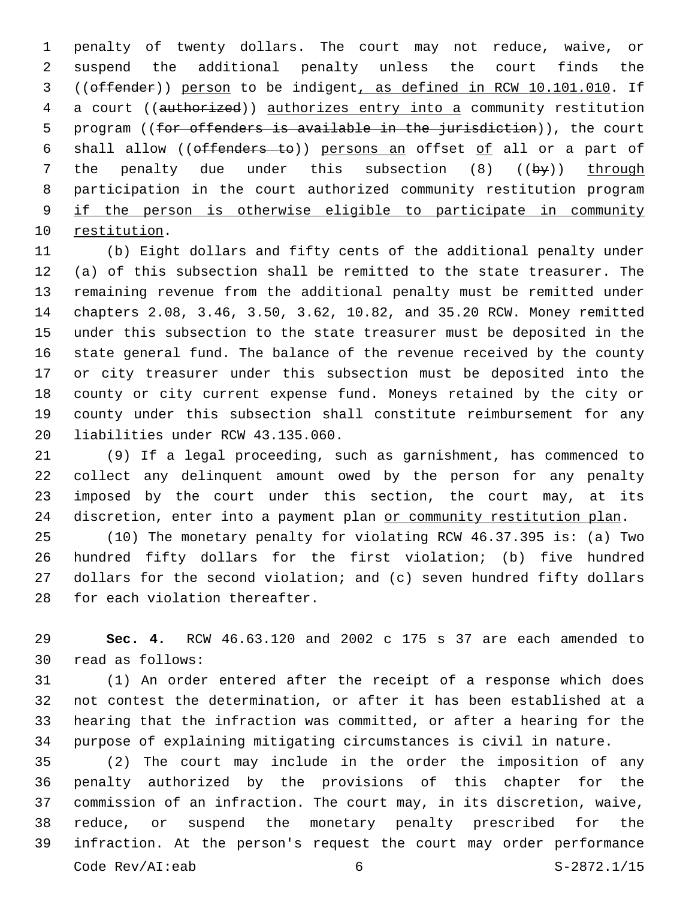penalty of twenty dollars. The court may not reduce, waive, or suspend the additional penalty unless the court finds the ((~~offender~~)) <u>person</u> to be indigent<u>, as defined in RCW 10.101.010</u>. If a court ((~~authorized~~)) <u>authorizes entry into a</u> community restitution program ((~~for offenders is available in the jurisdiction~~)), the court shall allow ((~~offenders to~~)) <u>persons an</u> offset <u>of</u> all or a part of the penalty due under this subsection (8) ((~~by~~)) <u>through</u> participation in the court authorized community restitution program <u>if the person is otherwise eligible to participate in community restitution</u>.

(b) Eight dollars and fifty cents of the additional penalty under (a) of this subsection shall be remitted to the state treasurer. The remaining revenue from the additional penalty must be remitted under chapters 2.08, 3.46, 3.50, 3.62, 10.82, and 35.20 RCW. Money remitted under this subsection to the state treasurer must be deposited in the state general fund. The balance of the revenue received by the county or city treasurer under this subsection must be deposited into the county or city current expense fund. Moneys retained by the city or county under this subsection shall constitute reimbursement for any liabilities under RCW 43.135.060.

(9) If a legal proceeding, such as garnishment, has commenced to collect any delinquent amount owed by the person for any penalty imposed by the court under this section, the court may, at its discretion, enter into a payment plan <u>or community restitution plan</u>.

(10) The monetary penalty for violating RCW 46.37.395 is: (a) Two hundred fifty dollars for the first violation; (b) five hundred dollars for the second violation; and (c) seven hundred fifty dollars for each violation thereafter.

**Sec. 4.** RCW 46.63.120 and 2002 c 175 s 37 are each amended to read as follows:

(1) An order entered after the receipt of a response which does not contest the determination, or after it has been established at a hearing that the infraction was committed, or after a hearing for the purpose of explaining mitigating circumstances is civil in nature.

(2) The court may include in the order the imposition of any penalty authorized by the provisions of this chapter for the commission of an infraction. The court may, in its discretion, waive, reduce, or suspend the monetary penalty prescribed for the infraction. At the person's request the court may order performance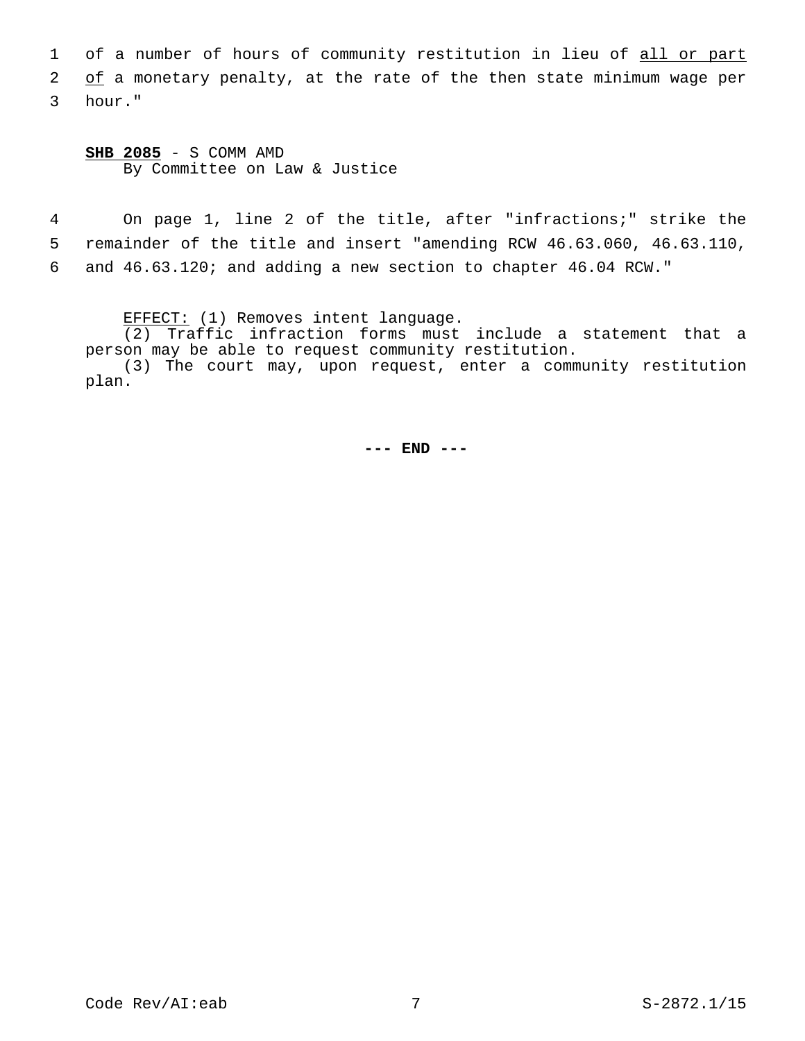of a number of hours of community restitution in lieu of <u>all or part of</u> a monetary penalty, at the rate of the then state minimum wage per hour."

**<u>SHB 2085</u>** - S COMM AMD
By Committee on Law & Justice

On page 1, line 2 of the title, after "infractions;" strike the remainder of the title and insert "amending RCW 46.63.060, 46.63.110, and 46.63.120; and adding a new section to chapter 46.04 RCW."

<u>EFFECT:</u> (1) Removes intent language.
(2) Traffic infraction forms must include a statement that a person may be able to request community restitution.
(3) The court may, upon request, enter a community restitution plan.

**--- END ---**